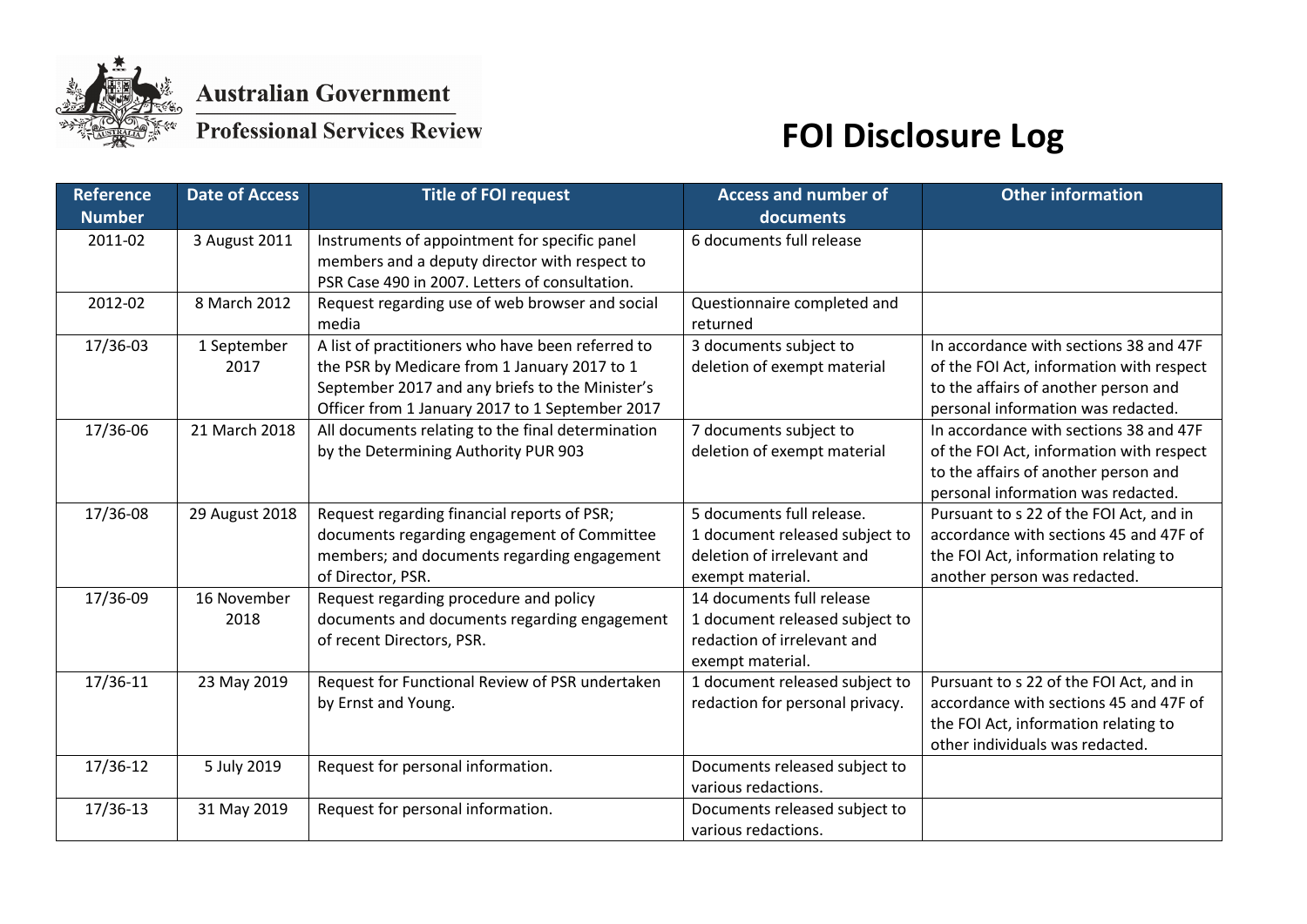Australian Government

Professional Services Review

# FOI Disclosure Log

| Reference Number | Date of Access | Title of FOI request | Access and number of documents | Other information |
|---|---|---|---|---|
| 2011-02 | 3 August 2011 | Instruments of appointment for specific panel members and a deputy director with respect to PSR Case 490 in 2007. Letters of consultation. | 6 documents full release | |
| 2012-02 | 8 March 2012 | Request regarding use of web browser and social media | Questionnaire completed and returned | |
| 17/36-03 | 1 September 2017 | A list of practitioners who have been referred to the PSR by Medicare from 1 January 2017 to 1 September 2017 and any briefs to the Minister's Officer from 1 January 2017 to 1 September 2017 | 3 documents subject to deletion of exempt material | In accordance with sections 38 and 47F of the FOI Act, information with respect to the affairs of another person and personal information was redacted. |
| 17/36-06 | 21 March 2018 | All documents relating to the final determination by the Determining Authority PUR 903 | 7 documents subject to deletion of exempt material | In accordance with sections 38 and 47F of the FOI Act, information with respect to the affairs of another person and personal information was redacted. |
| 17/36-08 | 29 August 2018 | Request regarding financial reports of PSR; documents regarding engagement of Committee members; and documents regarding engagement of Director, PSR. | 5 documents full release. 1 document released subject to deletion of irrelevant and exempt material. | Pursuant to s 22 of the FOI Act, and in accordance with sections 45 and 47F of the FOI Act, information relating to another person was redacted. |
| 17/36-09 | 16 November 2018 | Request regarding procedure and policy documents and documents regarding engagement of recent Directors, PSR. | 14 documents full release 1 document released subject to redaction of irrelevant and exempt material. | |
| 17/36-11 | 23 May 2019 | Request for Functional Review of PSR undertaken by Ernst and Young. | 1 document released subject to redaction for personal privacy. | Pursuant to s 22 of the FOI Act, and in accordance with sections 45 and 47F of the FOI Act, information relating to other individuals was redacted. |
| 17/36-12 | 5 July 2019 | Request for personal information. | Documents released subject to various redactions. | |
| 17/36-13 | 31 May 2019 | Request for personal information. | Documents released subject to various redactions. | |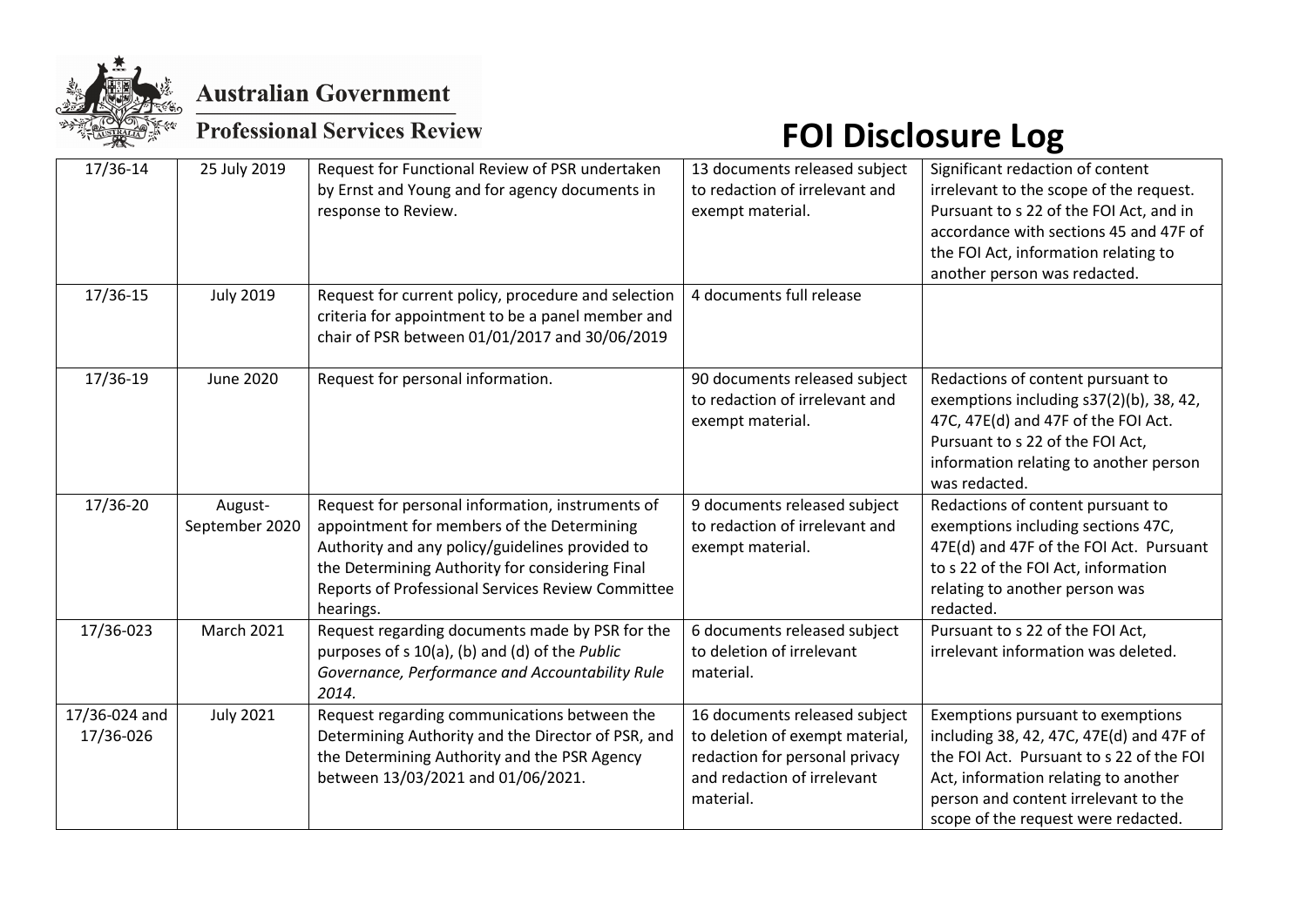Australian Government

Professional Services Review

# FOI Disclosure Log

| | | | | |
|---|---|---|---|---|
| 17/36-14 | 25 July 2019 | Request for Functional Review of PSR undertaken by Ernst and Young and for agency documents in response to Review. | 13 documents released subject to redaction of irrelevant and exempt material. | Significant redaction of content irrelevant to the scope of the request. Pursuant to s 22 of the FOI Act, and in accordance with sections 45 and 47F of the FOI Act, information relating to another person was redacted. |
| 17/36-15 | July 2019 | Request for current policy, procedure and selection criteria for appointment to be a panel member and chair of PSR between 01/01/2017 and 30/06/2019 | 4 documents full release | |
| 17/36-19 | June 2020 | Request for personal information. | 90 documents released subject to redaction of irrelevant and exempt material. | Redactions of content pursuant to exemptions including s37(2)(b), 38, 42, 47C, 47E(d) and 47F of the FOI Act. Pursuant to s 22 of the FOI Act, information relating to another person was redacted. |
| 17/36-20 | August-September 2020 | Request for personal information, instruments of appointment for members of the Determining Authority and any policy/guidelines provided to the Determining Authority for considering Final Reports of Professional Services Review Committee hearings. | 9 documents released subject to redaction of irrelevant and exempt material. | Redactions of content pursuant to exemptions including sections 47C, 47E(d) and 47F of the FOI Act. Pursuant to s 22 of the FOI Act, information relating to another person was redacted. |
| 17/36-023 | March 2021 | Request regarding documents made by PSR for the purposes of s 10(a), (b) and (d) of the *Public Governance, Performance and Accountability Rule 2014.* | 6 documents released subject to deletion of irrelevant material. | Pursuant to s 22 of the FOI Act, irrelevant information was deleted. |
| 17/36-024 and 17/36-026 | July 2021 | Request regarding communications between the Determining Authority and the Director of PSR, and the Determining Authority and the PSR Agency between 13/03/2021 and 01/06/2021. | 16 documents released subject to deletion of exempt material, redaction for personal privacy and redaction of irrelevant material. | Exemptions pursuant to exemptions including 38, 42, 47C, 47E(d) and 47F of the FOI Act. Pursuant to s 22 of the FOI Act, information relating to another person and content irrelevant to the scope of the request were redacted. |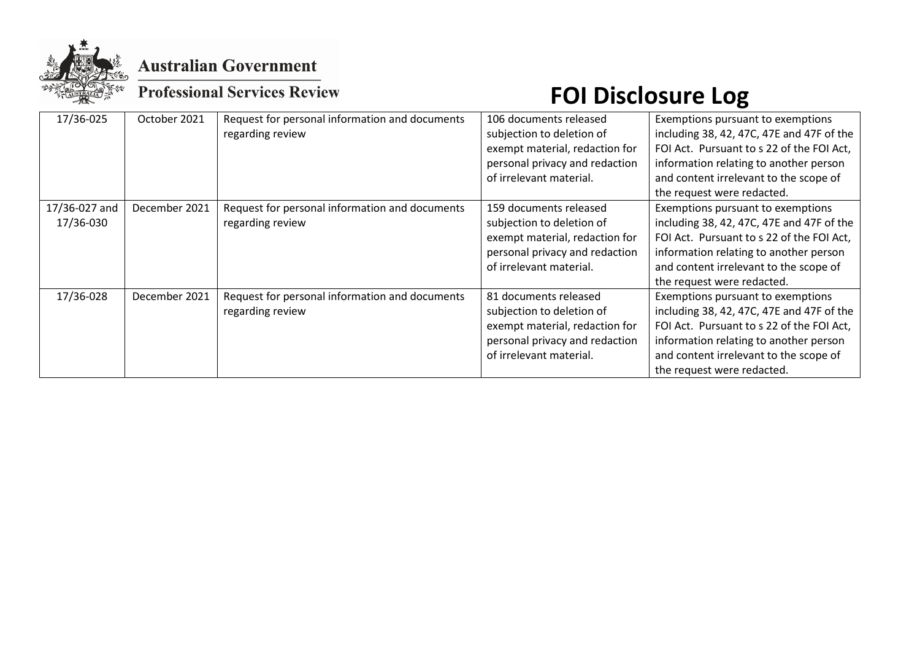Australian Government

Professional Services Review

# FOI Disclosure Log

| | | | | |
|---|---|---|---|---|
| 17/36-025 | October 2021 | Request for personal information and documents regarding review | 106 documents released subjection to deletion of exempt material, redaction for personal privacy and redaction of irrelevant material. | Exemptions pursuant to exemptions including 38, 42, 47C, 47E and 47F of the FOI Act. Pursuant to s 22 of the FOI Act, information relating to another person and content irrelevant to the scope of the request were redacted. |
| 17/36-027 and 17/36-030 | December 2021 | Request for personal information and documents regarding review | 159 documents released subjection to deletion of exempt material, redaction for personal privacy and redaction of irrelevant material. | Exemptions pursuant to exemptions including 38, 42, 47C, 47E and 47F of the FOI Act. Pursuant to s 22 of the FOI Act, information relating to another person and content irrelevant to the scope of the request were redacted. |
| 17/36-028 | December 2021 | Request for personal information and documents regarding review | 81 documents released subjection to deletion of exempt material, redaction for personal privacy and redaction of irrelevant material. | Exemptions pursuant to exemptions including 38, 42, 47C, 47E and 47F of the FOI Act. Pursuant to s 22 of the FOI Act, information relating to another person and content irrelevant to the scope of the request were redacted. |